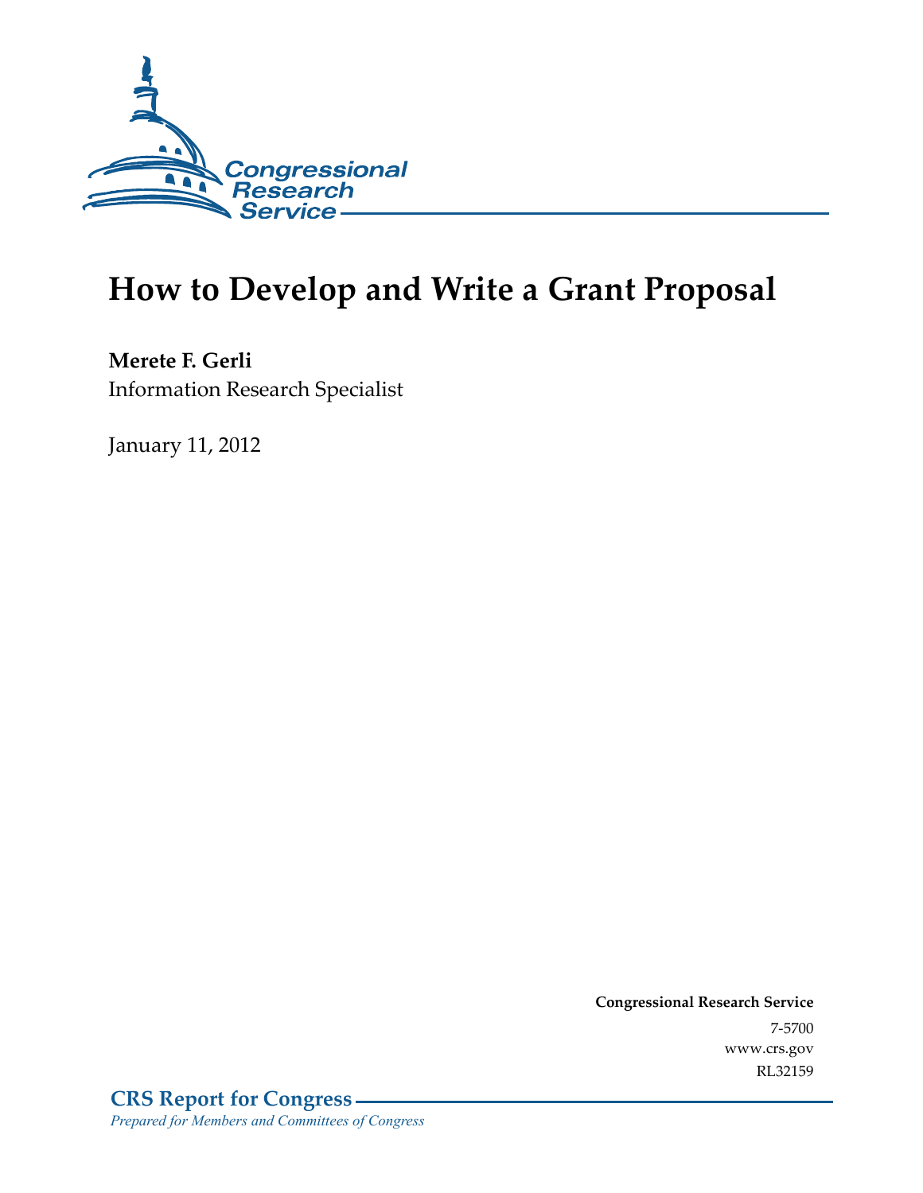Congressional Research Service

# How to Develop and Write a Grant Proposal

**Merete F. Gerli**
Information Research Specialist

January 11, 2012

**Congressional Research Service**
7-5700
www.crs.gov
RL32159

**CRS Report for Congress**
*Prepared for Members and Committees of Congress*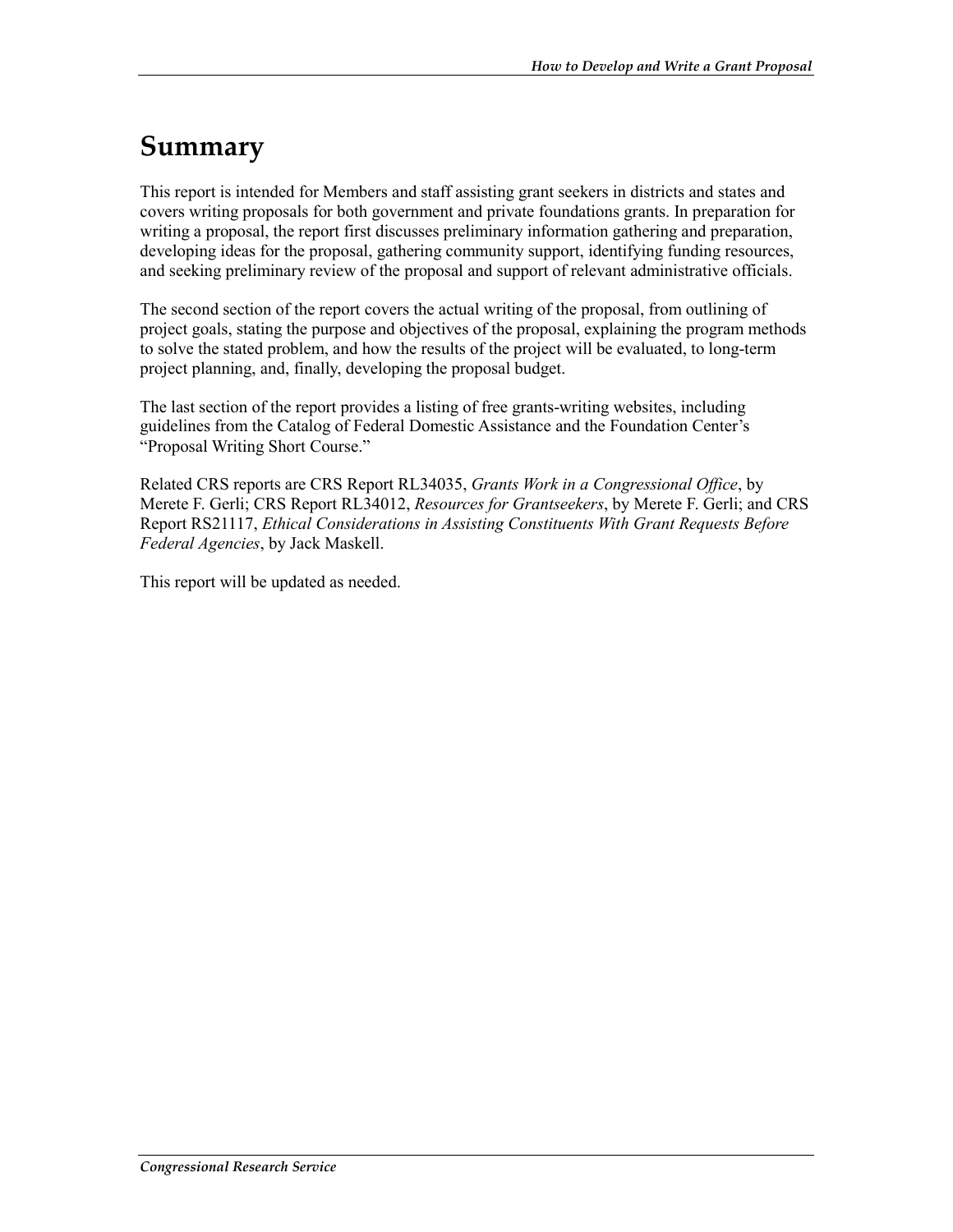# Summary

This report is intended for Members and staff assisting grant seekers in districts and states and covers writing proposals for both government and private foundations grants. In preparation for writing a proposal, the report first discusses preliminary information gathering and preparation, developing ideas for the proposal, gathering community support, identifying funding resources, and seeking preliminary review of the proposal and support of relevant administrative officials.

The second section of the report covers the actual writing of the proposal, from outlining of project goals, stating the purpose and objectives of the proposal, explaining the program methods to solve the stated problem, and how the results of the project will be evaluated, to long-term project planning, and, finally, developing the proposal budget.

The last section of the report provides a listing of free grants-writing websites, including guidelines from the Catalog of Federal Domestic Assistance and the Foundation Center's "Proposal Writing Short Course."

Related CRS reports are CRS Report RL34035, *Grants Work in a Congressional Office*, by Merete F. Gerli; CRS Report RL34012, *Resources for Grantseekers*, by Merete F. Gerli; and CRS Report RS21117, *Ethical Considerations in Assisting Constituents With Grant Requests Before Federal Agencies*, by Jack Maskell.

This report will be updated as needed.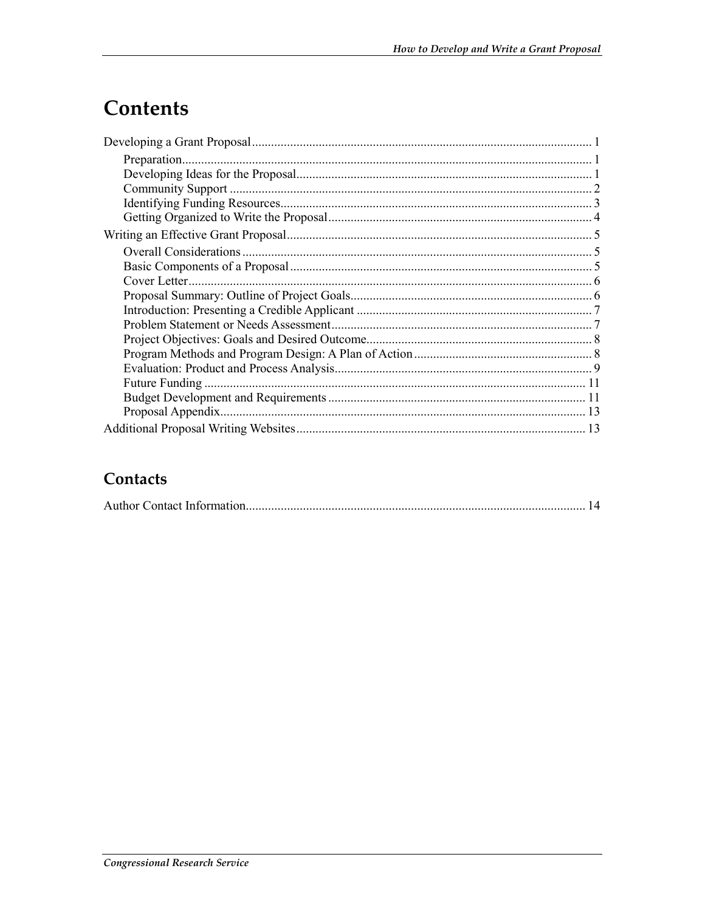# Contents

Developing a Grant Proposal ........................................................................................................... 1

- Preparation................................................................................................................................ 1
- Developing Ideas for the Proposal............................................................................................ 1
- Community Support ................................................................................................................. 2
- Identifying Funding Resources................................................................................................. 3
- Getting Organized to Write the Proposal .................................................................................. 4

Writing an Effective Grant Proposal ................................................................................................ 5

- Overall Considerations ............................................................................................................. 5
- Basic Components of a Proposal .............................................................................................. 5
- Cover Letter.............................................................................................................................. 6
- Proposal Summary: Outline of Project Goals........................................................................... 6
- Introduction: Presenting a Credible Applicant .......................................................................... 7
- Problem Statement or Needs Assessment ................................................................................. 7
- Project Objectives: Goals and Desired Outcome....................................................................... 8
- Program Methods and Program Design: A Plan of Action ........................................................ 8
- Evaluation: Product and Process Analysis................................................................................ 9
- Future Funding ....................................................................................................................... 11
- Budget Development and Requirements ................................................................................ 11
- Proposal Appendix.................................................................................................................. 13

Additional Proposal Writing Websites ........................................................................................... 13

## Contacts

Author Contact Information........................................................................................................... 14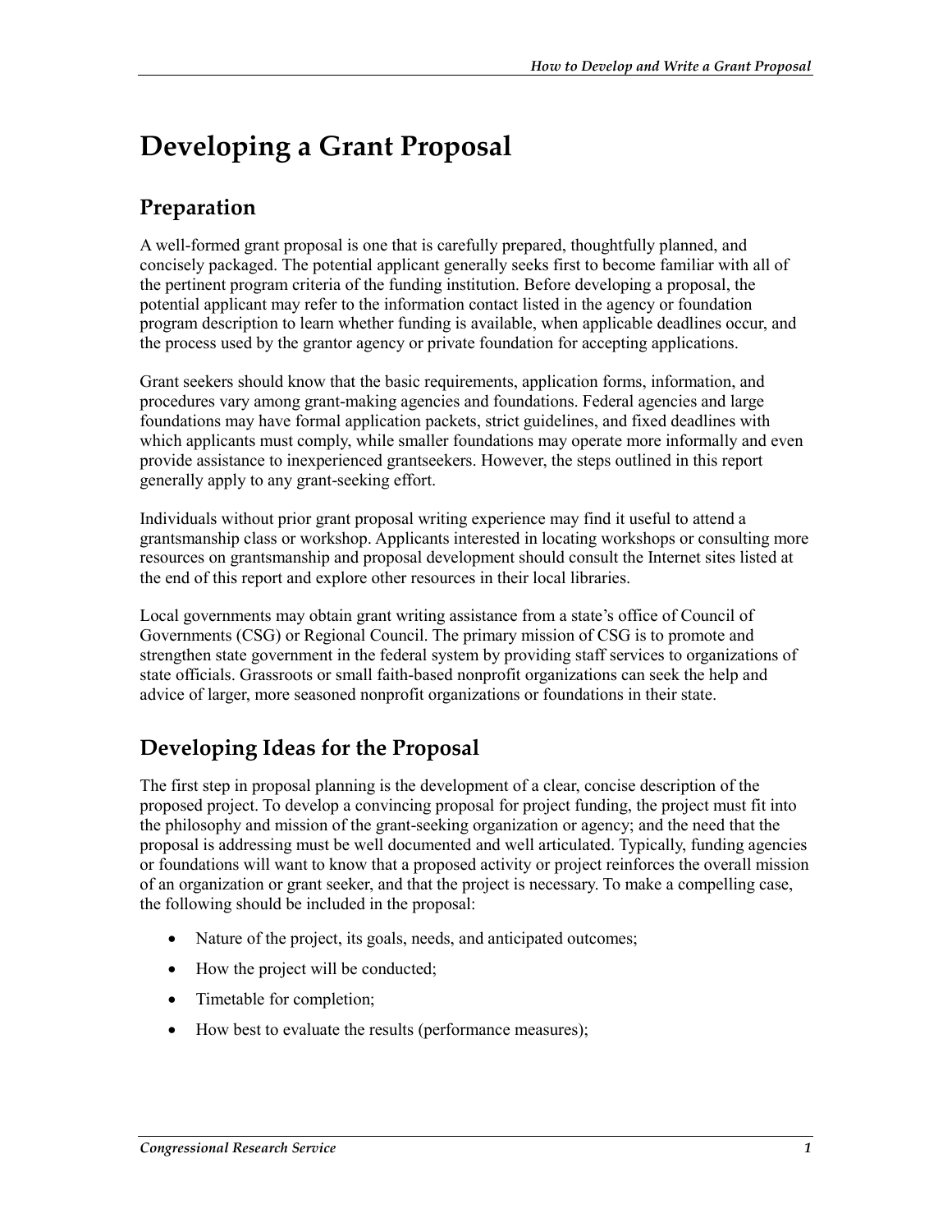# Developing a Grant Proposal

## Preparation

A well-formed grant proposal is one that is carefully prepared, thoughtfully planned, and concisely packaged. The potential applicant generally seeks first to become familiar with all of the pertinent program criteria of the funding institution. Before developing a proposal, the potential applicant may refer to the information contact listed in the agency or foundation program description to learn whether funding is available, when applicable deadlines occur, and the process used by the grantor agency or private foundation for accepting applications.

Grant seekers should know that the basic requirements, application forms, information, and procedures vary among grant-making agencies and foundations. Federal agencies and large foundations may have formal application packets, strict guidelines, and fixed deadlines with which applicants must comply, while smaller foundations may operate more informally and even provide assistance to inexperienced grantseekers. However, the steps outlined in this report generally apply to any grant-seeking effort.

Individuals without prior grant proposal writing experience may find it useful to attend a grantsmanship class or workshop. Applicants interested in locating workshops or consulting more resources on grantsmanship and proposal development should consult the Internet sites listed at the end of this report and explore other resources in their local libraries.

Local governments may obtain grant writing assistance from a state's office of Council of Governments (CSG) or Regional Council. The primary mission of CSG is to promote and strengthen state government in the federal system by providing staff services to organizations of state officials. Grassroots or small faith-based nonprofit organizations can seek the help and advice of larger, more seasoned nonprofit organizations or foundations in their state.

## Developing Ideas for the Proposal

The first step in proposal planning is the development of a clear, concise description of the proposed project. To develop a convincing proposal for project funding, the project must fit into the philosophy and mission of the grant-seeking organization or agency; and the need that the proposal is addressing must be well documented and well articulated. Typically, funding agencies or foundations will want to know that a proposed activity or project reinforces the overall mission of an organization or grant seeker, and that the project is necessary. To make a compelling case, the following should be included in the proposal:

- Nature of the project, its goals, needs, and anticipated outcomes;
- How the project will be conducted;
- Timetable for completion;
- How best to evaluate the results (performance measures);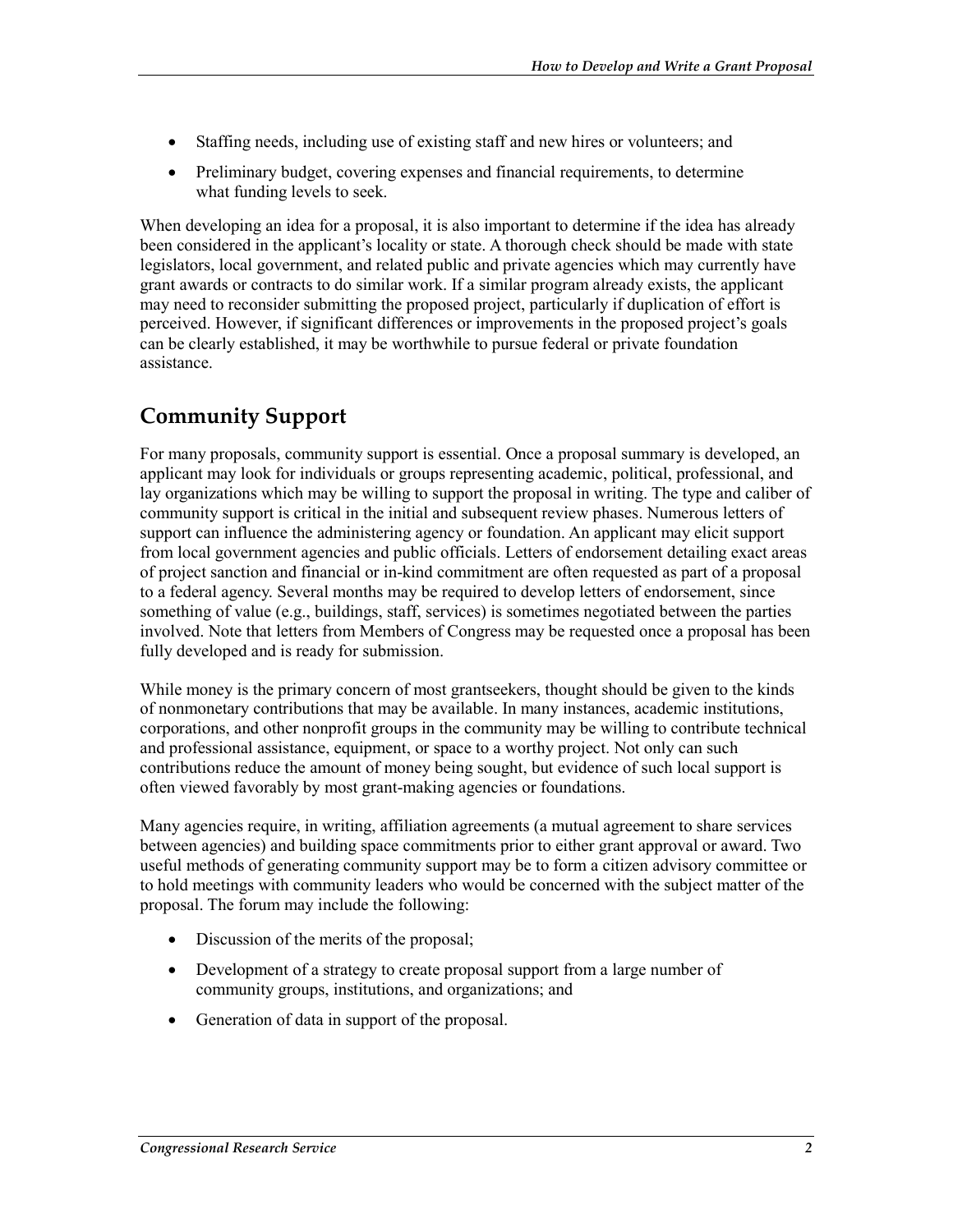- Staffing needs, including use of existing staff and new hires or volunteers; and
- Preliminary budget, covering expenses and financial requirements, to determine what funding levels to seek.

When developing an idea for a proposal, it is also important to determine if the idea has already been considered in the applicant's locality or state. A thorough check should be made with state legislators, local government, and related public and private agencies which may currently have grant awards or contracts to do similar work. If a similar program already exists, the applicant may need to reconsider submitting the proposed project, particularly if duplication of effort is perceived. However, if significant differences or improvements in the proposed project's goals can be clearly established, it may be worthwhile to pursue federal or private foundation assistance.

## Community Support

For many proposals, community support is essential. Once a proposal summary is developed, an applicant may look for individuals or groups representing academic, political, professional, and lay organizations which may be willing to support the proposal in writing. The type and caliber of community support is critical in the initial and subsequent review phases. Numerous letters of support can influence the administering agency or foundation. An applicant may elicit support from local government agencies and public officials. Letters of endorsement detailing exact areas of project sanction and financial or in-kind commitment are often requested as part of a proposal to a federal agency. Several months may be required to develop letters of endorsement, since something of value (e.g., buildings, staff, services) is sometimes negotiated between the parties involved. Note that letters from Members of Congress may be requested once a proposal has been fully developed and is ready for submission.

While money is the primary concern of most grantseekers, thought should be given to the kinds of nonmonetary contributions that may be available. In many instances, academic institutions, corporations, and other nonprofit groups in the community may be willing to contribute technical and professional assistance, equipment, or space to a worthy project. Not only can such contributions reduce the amount of money being sought, but evidence of such local support is often viewed favorably by most grant-making agencies or foundations.

Many agencies require, in writing, affiliation agreements (a mutual agreement to share services between agencies) and building space commitments prior to either grant approval or award. Two useful methods of generating community support may be to form a citizen advisory committee or to hold meetings with community leaders who would be concerned with the subject matter of the proposal. The forum may include the following:

- Discussion of the merits of the proposal;
- Development of a strategy to create proposal support from a large number of community groups, institutions, and organizations; and
- Generation of data in support of the proposal.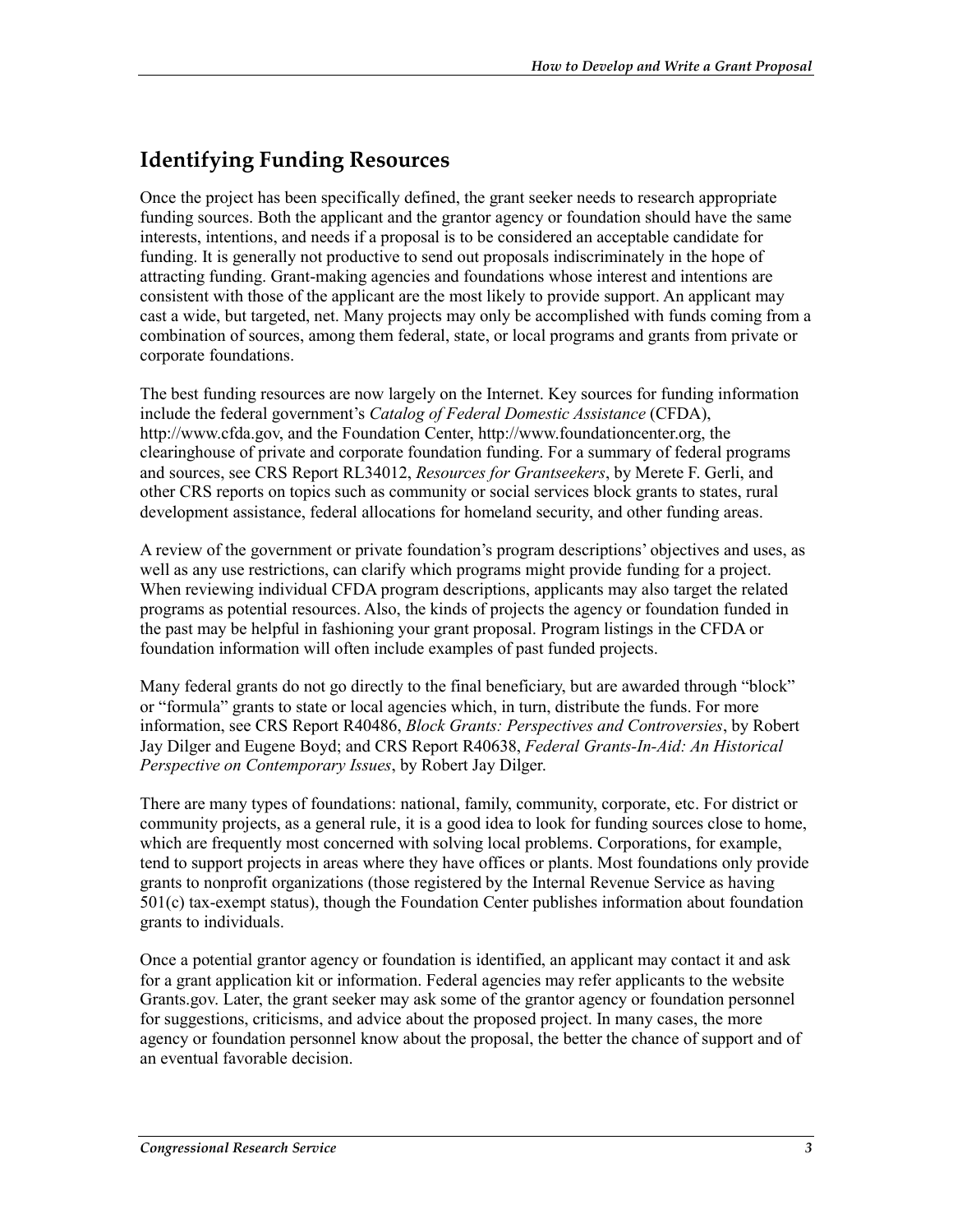## Identifying Funding Resources

Once the project has been specifically defined, the grant seeker needs to research appropriate funding sources. Both the applicant and the grantor agency or foundation should have the same interests, intentions, and needs if a proposal is to be considered an acceptable candidate for funding. It is generally not productive to send out proposals indiscriminately in the hope of attracting funding. Grant-making agencies and foundations whose interest and intentions are consistent with those of the applicant are the most likely to provide support. An applicant may cast a wide, but targeted, net. Many projects may only be accomplished with funds coming from a combination of sources, among them federal, state, or local programs and grants from private or corporate foundations.

The best funding resources are now largely on the Internet. Key sources for funding information include the federal government's *Catalog of Federal Domestic Assistance* (CFDA), http://www.cfda.gov, and the Foundation Center, http://www.foundationcenter.org, the clearinghouse of private and corporate foundation funding. For a summary of federal programs and sources, see CRS Report RL34012, *Resources for Grantseekers*, by Merete F. Gerli, and other CRS reports on topics such as community or social services block grants to states, rural development assistance, federal allocations for homeland security, and other funding areas.

A review of the government or private foundation's program descriptions' objectives and uses, as well as any use restrictions, can clarify which programs might provide funding for a project. When reviewing individual CFDA program descriptions, applicants may also target the related programs as potential resources. Also, the kinds of projects the agency or foundation funded in the past may be helpful in fashioning your grant proposal. Program listings in the CFDA or foundation information will often include examples of past funded projects.

Many federal grants do not go directly to the final beneficiary, but are awarded through "block" or "formula" grants to state or local agencies which, in turn, distribute the funds. For more information, see CRS Report R40486, *Block Grants: Perspectives and Controversies*, by Robert Jay Dilger and Eugene Boyd; and CRS Report R40638, *Federal Grants-In-Aid: An Historical Perspective on Contemporary Issues*, by Robert Jay Dilger.

There are many types of foundations: national, family, community, corporate, etc. For district or community projects, as a general rule, it is a good idea to look for funding sources close to home, which are frequently most concerned with solving local problems. Corporations, for example, tend to support projects in areas where they have offices or plants. Most foundations only provide grants to nonprofit organizations (those registered by the Internal Revenue Service as having 501(c) tax-exempt status), though the Foundation Center publishes information about foundation grants to individuals.

Once a potential grantor agency or foundation is identified, an applicant may contact it and ask for a grant application kit or information. Federal agencies may refer applicants to the website Grants.gov. Later, the grant seeker may ask some of the grantor agency or foundation personnel for suggestions, criticisms, and advice about the proposed project. In many cases, the more agency or foundation personnel know about the proposal, the better the chance of support and of an eventual favorable decision.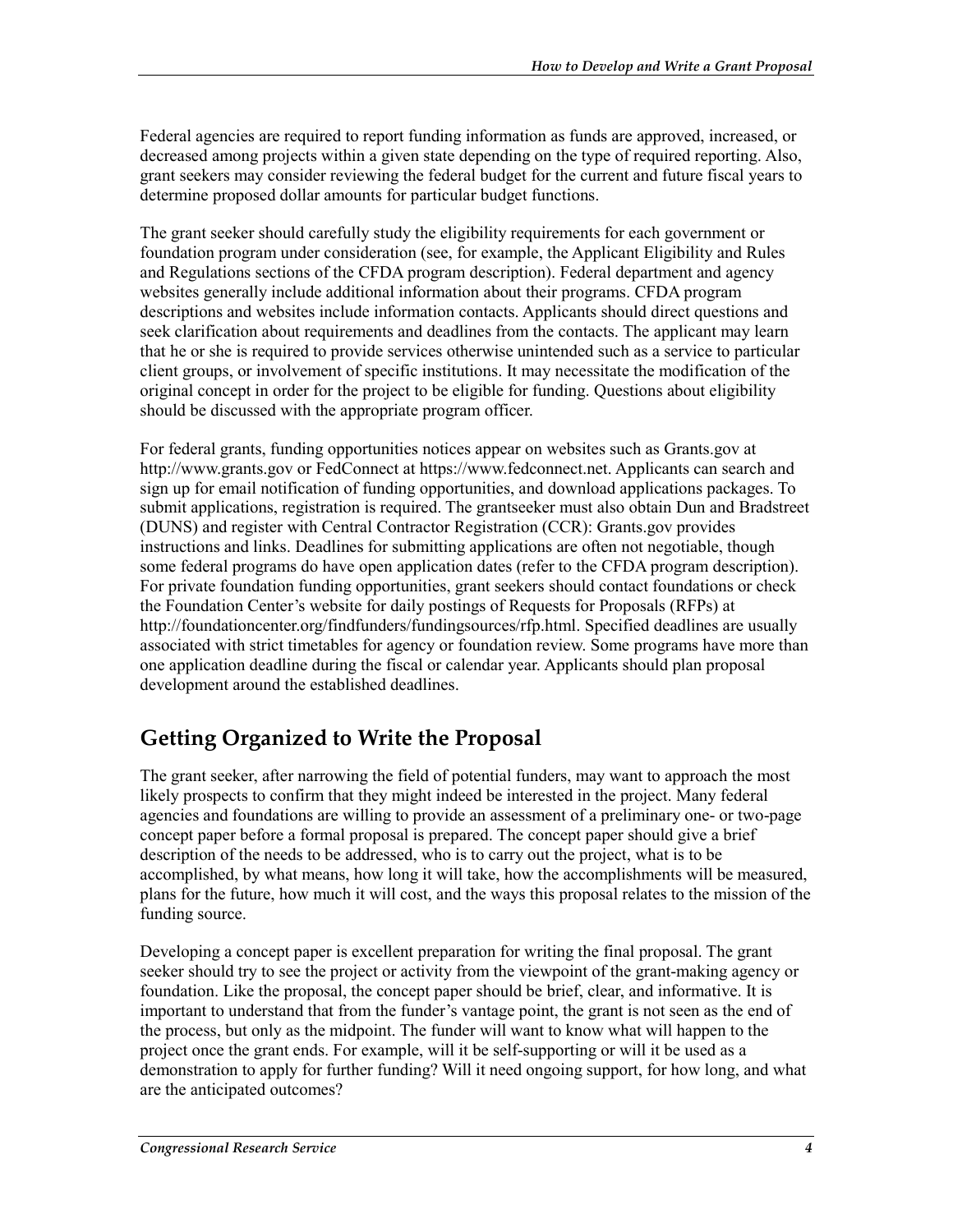Federal agencies are required to report funding information as funds are approved, increased, or decreased among projects within a given state depending on the type of required reporting. Also, grant seekers may consider reviewing the federal budget for the current and future fiscal years to determine proposed dollar amounts for particular budget functions.

The grant seeker should carefully study the eligibility requirements for each government or foundation program under consideration (see, for example, the Applicant Eligibility and Rules and Regulations sections of the CFDA program description). Federal department and agency websites generally include additional information about their programs. CFDA program descriptions and websites include information contacts. Applicants should direct questions and seek clarification about requirements and deadlines from the contacts. The applicant may learn that he or she is required to provide services otherwise unintended such as a service to particular client groups, or involvement of specific institutions. It may necessitate the modification of the original concept in order for the project to be eligible for funding. Questions about eligibility should be discussed with the appropriate program officer.

For federal grants, funding opportunities notices appear on websites such as Grants.gov at http://www.grants.gov or FedConnect at https://www.fedconnect.net. Applicants can search and sign up for email notification of funding opportunities, and download applications packages. To submit applications, registration is required. The grantseeker must also obtain Dun and Bradstreet (DUNS) and register with Central Contractor Registration (CCR): Grants.gov provides instructions and links. Deadlines for submitting applications are often not negotiable, though some federal programs do have open application dates (refer to the CFDA program description). For private foundation funding opportunities, grant seekers should contact foundations or check the Foundation Center's website for daily postings of Requests for Proposals (RFPs) at http://foundationcenter.org/findfunders/fundingsources/rfp.html. Specified deadlines are usually associated with strict timetables for agency or foundation review. Some programs have more than one application deadline during the fiscal or calendar year. Applicants should plan proposal development around the established deadlines.

## Getting Organized to Write the Proposal

The grant seeker, after narrowing the field of potential funders, may want to approach the most likely prospects to confirm that they might indeed be interested in the project. Many federal agencies and foundations are willing to provide an assessment of a preliminary one- or two-page concept paper before a formal proposal is prepared. The concept paper should give a brief description of the needs to be addressed, who is to carry out the project, what is to be accomplished, by what means, how long it will take, how the accomplishments will be measured, plans for the future, how much it will cost, and the ways this proposal relates to the mission of the funding source.

Developing a concept paper is excellent preparation for writing the final proposal. The grant seeker should try to see the project or activity from the viewpoint of the grant-making agency or foundation. Like the proposal, the concept paper should be brief, clear, and informative. It is important to understand that from the funder's vantage point, the grant is not seen as the end of the process, but only as the midpoint. The funder will want to know what will happen to the project once the grant ends. For example, will it be self-supporting or will it be used as a demonstration to apply for further funding? Will it need ongoing support, for how long, and what are the anticipated outcomes?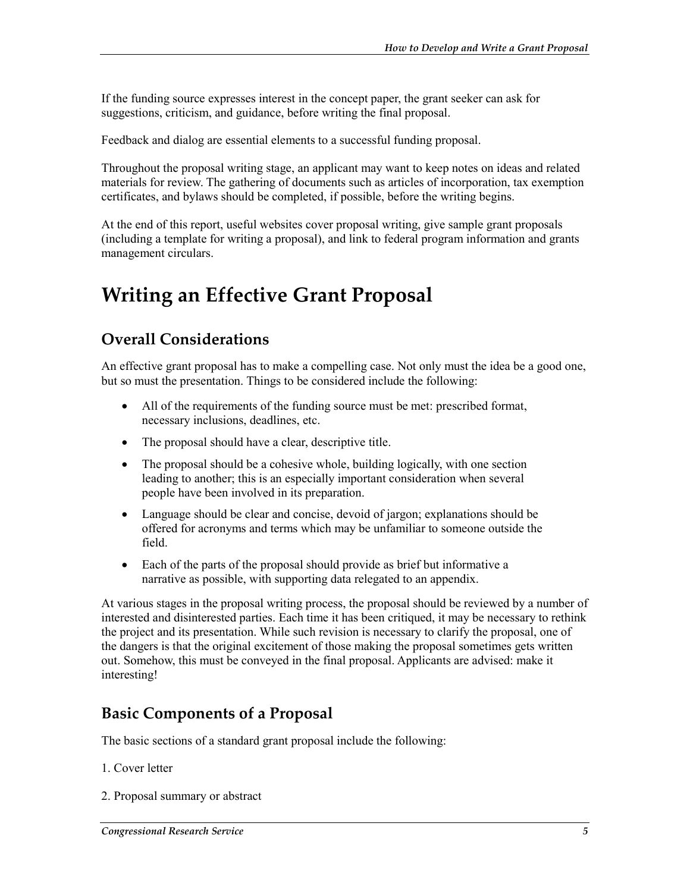If the funding source expresses interest in the concept paper, the grant seeker can ask for suggestions, criticism, and guidance, before writing the final proposal.

Feedback and dialog are essential elements to a successful funding proposal.

Throughout the proposal writing stage, an applicant may want to keep notes on ideas and related materials for review. The gathering of documents such as articles of incorporation, tax exemption certificates, and bylaws should be completed, if possible, before the writing begins.

At the end of this report, useful websites cover proposal writing, give sample grant proposals (including a template for writing a proposal), and link to federal program information and grants management circulars.

# Writing an Effective Grant Proposal

## Overall Considerations

An effective grant proposal has to make a compelling case. Not only must the idea be a good one, but so must the presentation. Things to be considered include the following:

- All of the requirements of the funding source must be met: prescribed format, necessary inclusions, deadlines, etc.
- The proposal should have a clear, descriptive title.
- The proposal should be a cohesive whole, building logically, with one section leading to another; this is an especially important consideration when several people have been involved in its preparation.
- Language should be clear and concise, devoid of jargon; explanations should be offered for acronyms and terms which may be unfamiliar to someone outside the field.
- Each of the parts of the proposal should provide as brief but informative a narrative as possible, with supporting data relegated to an appendix.

At various stages in the proposal writing process, the proposal should be reviewed by a number of interested and disinterested parties. Each time it has been critiqued, it may be necessary to rethink the project and its presentation. While such revision is necessary to clarify the proposal, one of the dangers is that the original excitement of those making the proposal sometimes gets written out. Somehow, this must be conveyed in the final proposal. Applicants are advised: make it interesting!

## Basic Components of a Proposal

The basic sections of a standard grant proposal include the following:

1. Cover letter

2. Proposal summary or abstract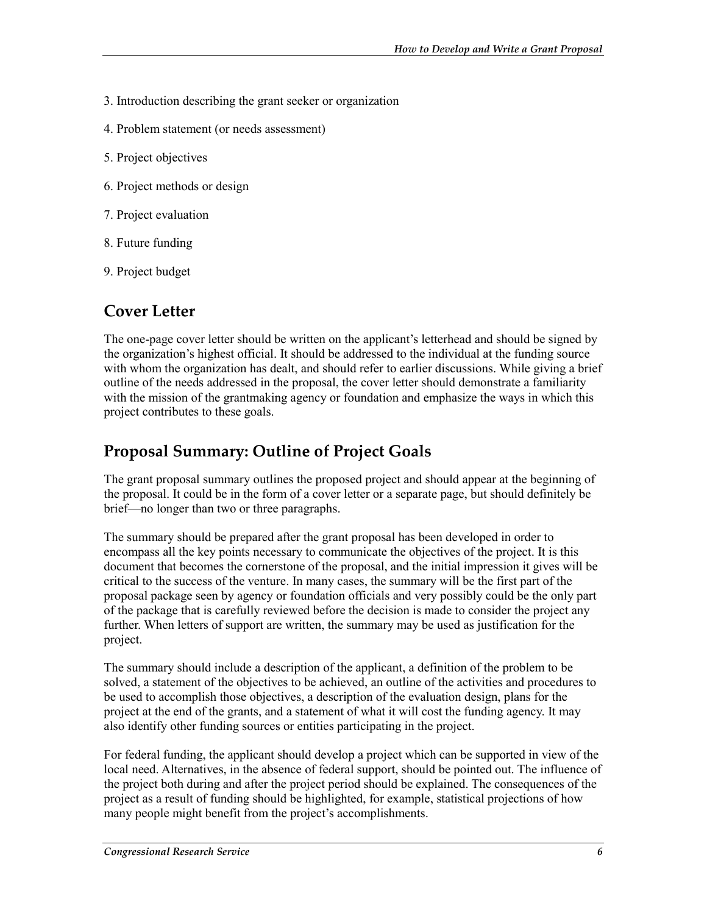3. Introduction describing the grant seeker or organization

4. Problem statement (or needs assessment)

5. Project objectives

6. Project methods or design

7. Project evaluation

8. Future funding

9. Project budget

## Cover Letter

The one-page cover letter should be written on the applicant's letterhead and should be signed by the organization's highest official. It should be addressed to the individual at the funding source with whom the organization has dealt, and should refer to earlier discussions. While giving a brief outline of the needs addressed in the proposal, the cover letter should demonstrate a familiarity with the mission of the grantmaking agency or foundation and emphasize the ways in which this project contributes to these goals.

## Proposal Summary: Outline of Project Goals

The grant proposal summary outlines the proposed project and should appear at the beginning of the proposal. It could be in the form of a cover letter or a separate page, but should definitely be brief—no longer than two or three paragraphs.

The summary should be prepared after the grant proposal has been developed in order to encompass all the key points necessary to communicate the objectives of the project. It is this document that becomes the cornerstone of the proposal, and the initial impression it gives will be critical to the success of the venture. In many cases, the summary will be the first part of the proposal package seen by agency or foundation officials and very possibly could be the only part of the package that is carefully reviewed before the decision is made to consider the project any further. When letters of support are written, the summary may be used as justification for the project.

The summary should include a description of the applicant, a definition of the problem to be solved, a statement of the objectives to be achieved, an outline of the activities and procedures to be used to accomplish those objectives, a description of the evaluation design, plans for the project at the end of the grants, and a statement of what it will cost the funding agency. It may also identify other funding sources or entities participating in the project.

For federal funding, the applicant should develop a project which can be supported in view of the local need. Alternatives, in the absence of federal support, should be pointed out. The influence of the project both during and after the project period should be explained. The consequences of the project as a result of funding should be highlighted, for example, statistical projections of how many people might benefit from the project's accomplishments.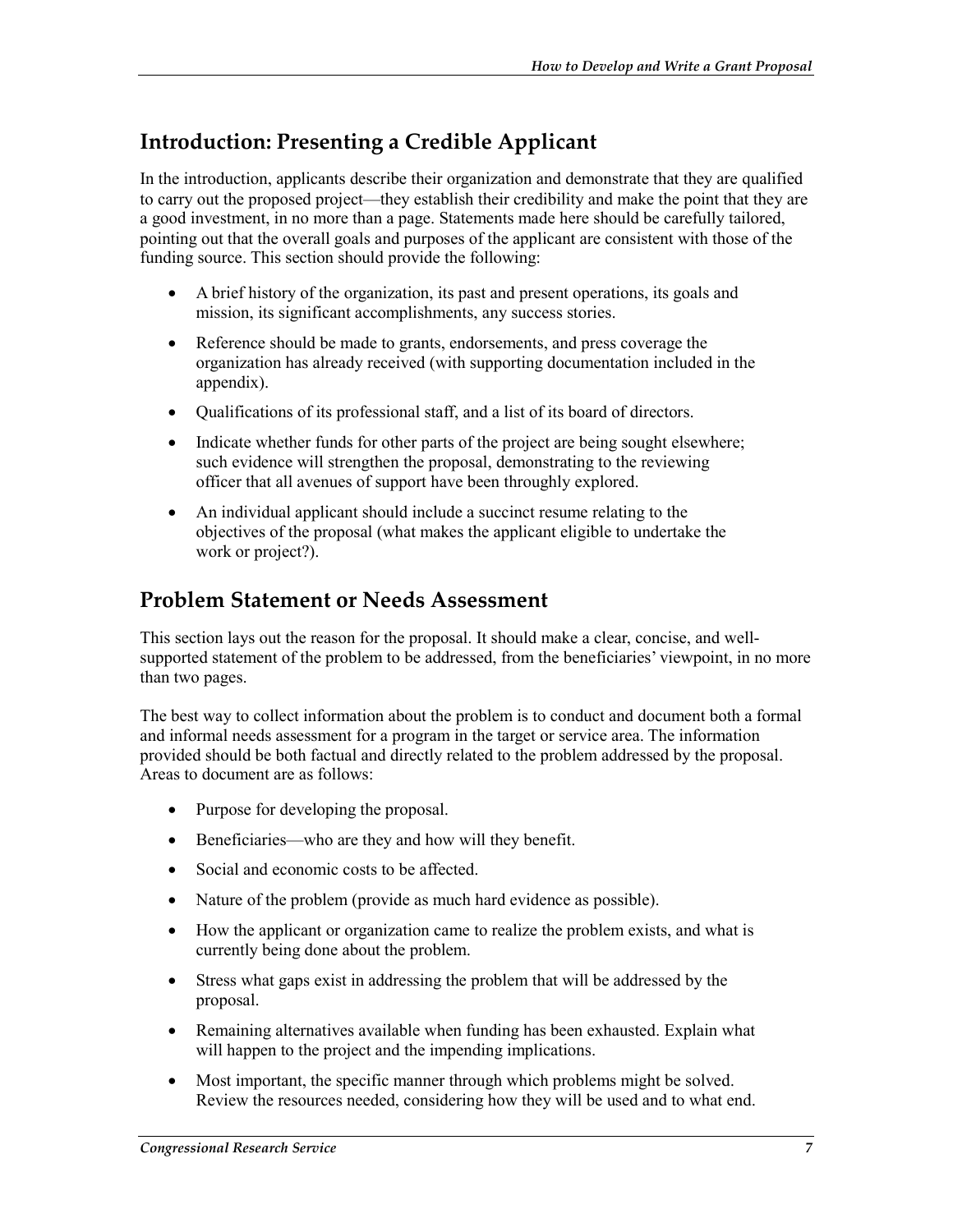## Introduction: Presenting a Credible Applicant

In the introduction, applicants describe their organization and demonstrate that they are qualified to carry out the proposed project—they establish their credibility and make the point that they are a good investment, in no more than a page. Statements made here should be carefully tailored, pointing out that the overall goals and purposes of the applicant are consistent with those of the funding source. This section should provide the following:

- A brief history of the organization, its past and present operations, its goals and mission, its significant accomplishments, any success stories.
- Reference should be made to grants, endorsements, and press coverage the organization has already received (with supporting documentation included in the appendix).
- Qualifications of its professional staff, and a list of its board of directors.
- Indicate whether funds for other parts of the project are being sought elsewhere; such evidence will strengthen the proposal, demonstrating to the reviewing officer that all avenues of support have been throughly explored.
- An individual applicant should include a succinct resume relating to the objectives of the proposal (what makes the applicant eligible to undertake the work or project?).

## Problem Statement or Needs Assessment

This section lays out the reason for the proposal. It should make a clear, concise, and well-supported statement of the problem to be addressed, from the beneficiaries' viewpoint, in no more than two pages.

The best way to collect information about the problem is to conduct and document both a formal and informal needs assessment for a program in the target or service area. The information provided should be both factual and directly related to the problem addressed by the proposal. Areas to document are as follows:

- Purpose for developing the proposal.
- Beneficiaries—who are they and how will they benefit.
- Social and economic costs to be affected.
- Nature of the problem (provide as much hard evidence as possible).
- How the applicant or organization came to realize the problem exists, and what is currently being done about the problem.
- Stress what gaps exist in addressing the problem that will be addressed by the proposal.
- Remaining alternatives available when funding has been exhausted. Explain what will happen to the project and the impending implications.
- Most important, the specific manner through which problems might be solved. Review the resources needed, considering how they will be used and to what end.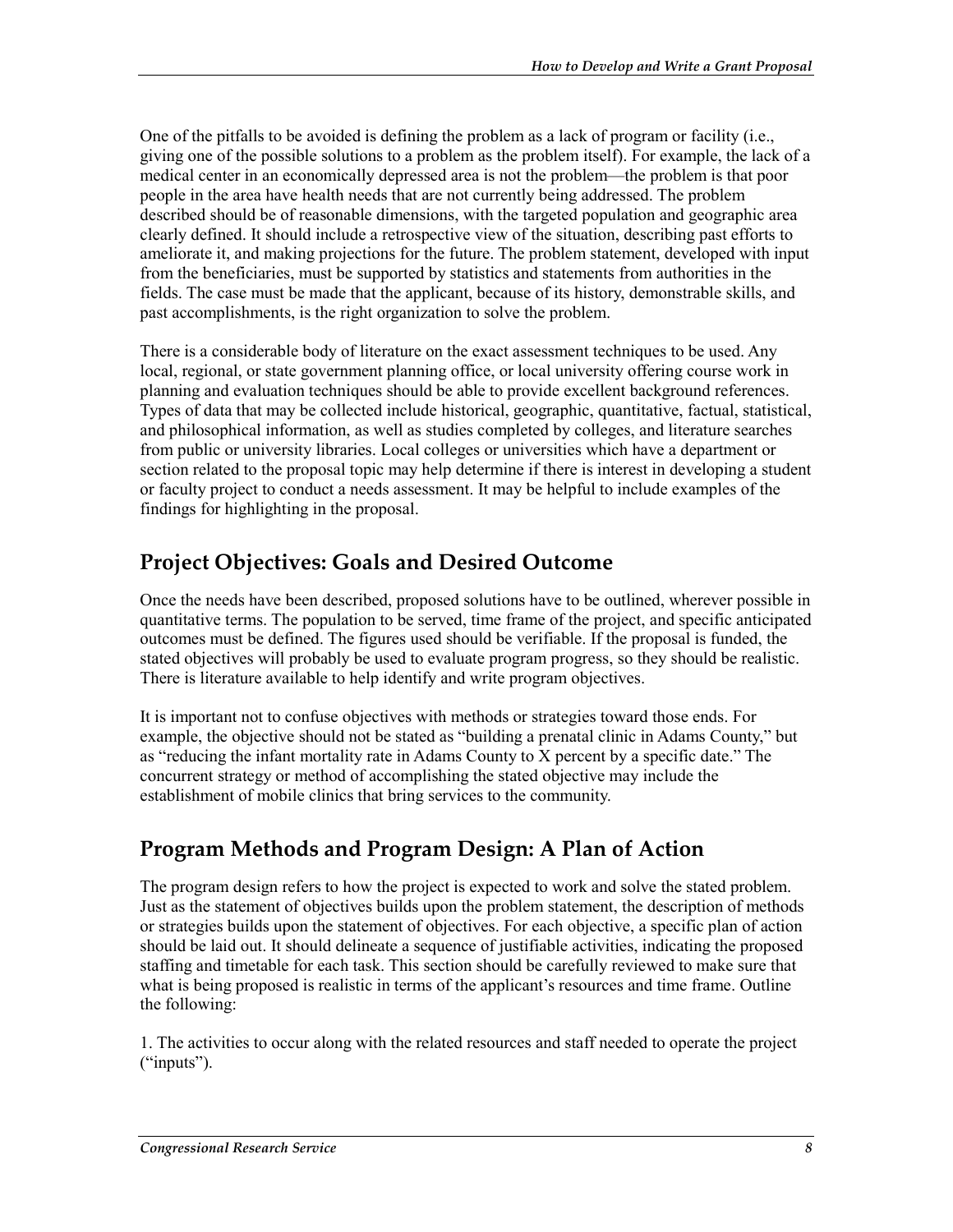One of the pitfalls to be avoided is defining the problem as a lack of program or facility (i.e., giving one of the possible solutions to a problem as the problem itself). For example, the lack of a medical center in an economically depressed area is not the problem—the problem is that poor people in the area have health needs that are not currently being addressed. The problem described should be of reasonable dimensions, with the targeted population and geographic area clearly defined. It should include a retrospective view of the situation, describing past efforts to ameliorate it, and making projections for the future. The problem statement, developed with input from the beneficiaries, must be supported by statistics and statements from authorities in the fields. The case must be made that the applicant, because of its history, demonstrable skills, and past accomplishments, is the right organization to solve the problem.

There is a considerable body of literature on the exact assessment techniques to be used. Any local, regional, or state government planning office, or local university offering course work in planning and evaluation techniques should be able to provide excellent background references. Types of data that may be collected include historical, geographic, quantitative, factual, statistical, and philosophical information, as well as studies completed by colleges, and literature searches from public or university libraries. Local colleges or universities which have a department or section related to the proposal topic may help determine if there is interest in developing a student or faculty project to conduct a needs assessment. It may be helpful to include examples of the findings for highlighting in the proposal.

## Project Objectives: Goals and Desired Outcome

Once the needs have been described, proposed solutions have to be outlined, wherever possible in quantitative terms. The population to be served, time frame of the project, and specific anticipated outcomes must be defined. The figures used should be verifiable. If the proposal is funded, the stated objectives will probably be used to evaluate program progress, so they should be realistic. There is literature available to help identify and write program objectives.

It is important not to confuse objectives with methods or strategies toward those ends. For example, the objective should not be stated as "building a prenatal clinic in Adams County," but as "reducing the infant mortality rate in Adams County to X percent by a specific date." The concurrent strategy or method of accomplishing the stated objective may include the establishment of mobile clinics that bring services to the community.

## Program Methods and Program Design: A Plan of Action

The program design refers to how the project is expected to work and solve the stated problem. Just as the statement of objectives builds upon the problem statement, the description of methods or strategies builds upon the statement of objectives. For each objective, a specific plan of action should be laid out. It should delineate a sequence of justifiable activities, indicating the proposed staffing and timetable for each task. This section should be carefully reviewed to make sure that what is being proposed is realistic in terms of the applicant's resources and time frame. Outline the following:

1. The activities to occur along with the related resources and staff needed to operate the project ("inputs").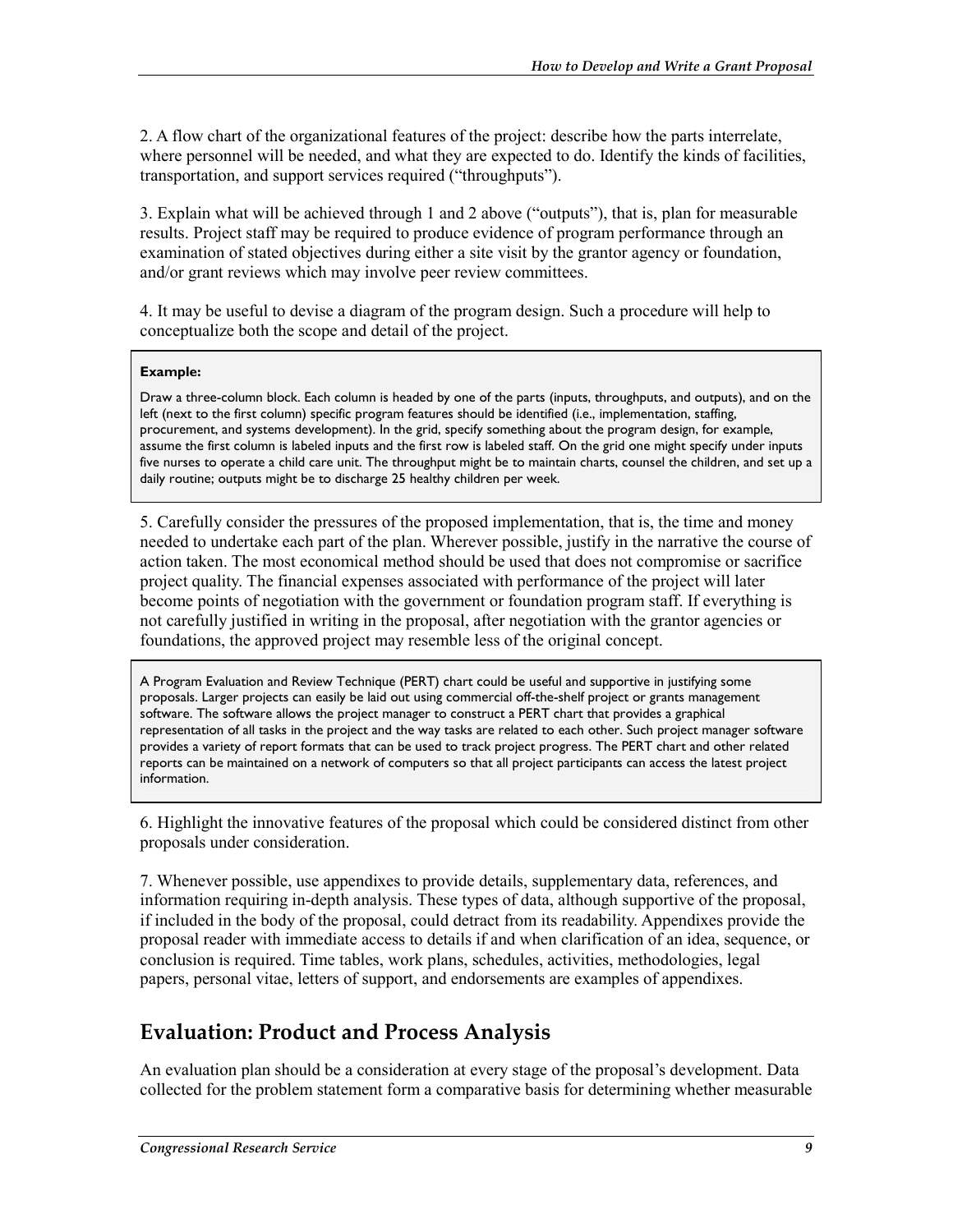2. A flow chart of the organizational features of the project: describe how the parts interrelate, where personnel will be needed, and what they are expected to do. Identify the kinds of facilities, transportation, and support services required ("throughputs").

3. Explain what will be achieved through 1 and 2 above ("outputs"), that is, plan for measurable results. Project staff may be required to produce evidence of program performance through an examination of stated objectives during either a site visit by the grantor agency or foundation, and/or grant reviews which may involve peer review committees.

4. It may be useful to devise a diagram of the program design. Such a procedure will help to conceptualize both the scope and detail of the project.

> **Example:**
>
> Draw a three-column block. Each column is headed by one of the parts (inputs, throughputs, and outputs), and on the left (next to the first column) specific program features should be identified (i.e., implementation, staffing, procurement, and systems development). In the grid, specify something about the program design, for example, assume the first column is labeled inputs and the first row is labeled staff. On the grid one might specify under inputs five nurses to operate a child care unit. The throughput might be to maintain charts, counsel the children, and set up a daily routine; outputs might be to discharge 25 healthy children per week.

5. Carefully consider the pressures of the proposed implementation, that is, the time and money needed to undertake each part of the plan. Wherever possible, justify in the narrative the course of action taken. The most economical method should be used that does not compromise or sacrifice project quality. The financial expenses associated with performance of the project will later become points of negotiation with the government or foundation program staff. If everything is not carefully justified in writing in the proposal, after negotiation with the grantor agencies or foundations, the approved project may resemble less of the original concept.

> A Program Evaluation and Review Technique (PERT) chart could be useful and supportive in justifying some proposals. Larger projects can easily be laid out using commercial off-the-shelf project or grants management software. The software allows the project manager to construct a PERT chart that provides a graphical representation of all tasks in the project and the way tasks are related to each other. Such project manager software provides a variety of report formats that can be used to track project progress. The PERT chart and other related reports can be maintained on a network of computers so that all project participants can access the latest project information.

6. Highlight the innovative features of the proposal which could be considered distinct from other proposals under consideration.

7. Whenever possible, use appendixes to provide details, supplementary data, references, and information requiring in-depth analysis. These types of data, although supportive of the proposal, if included in the body of the proposal, could detract from its readability. Appendixes provide the proposal reader with immediate access to details if and when clarification of an idea, sequence, or conclusion is required. Time tables, work plans, schedules, activities, methodologies, legal papers, personal vitae, letters of support, and endorsements are examples of appendixes.

## Evaluation: Product and Process Analysis

An evaluation plan should be a consideration at every stage of the proposal's development. Data collected for the problem statement form a comparative basis for determining whether measurable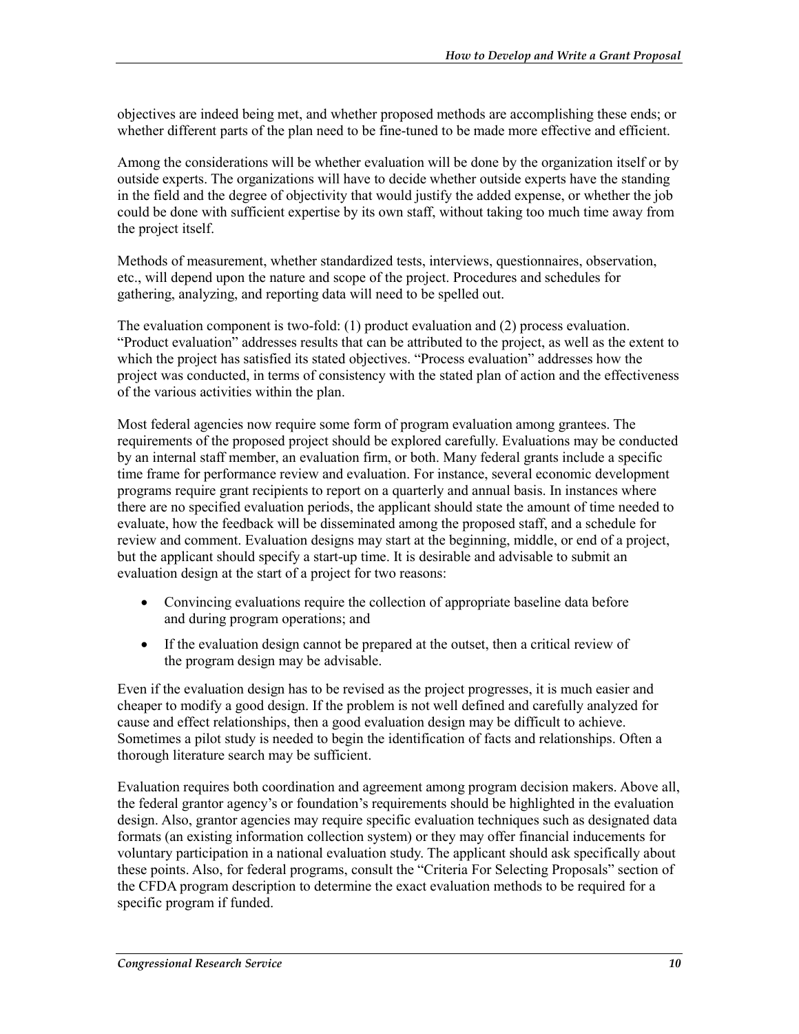objectives are indeed being met, and whether proposed methods are accomplishing these ends; or whether different parts of the plan need to be fine-tuned to be made more effective and efficient.

Among the considerations will be whether evaluation will be done by the organization itself or by outside experts. The organizations will have to decide whether outside experts have the standing in the field and the degree of objectivity that would justify the added expense, or whether the job could be done with sufficient expertise by its own staff, without taking too much time away from the project itself.

Methods of measurement, whether standardized tests, interviews, questionnaires, observation, etc., will depend upon the nature and scope of the project. Procedures and schedules for gathering, analyzing, and reporting data will need to be spelled out.

The evaluation component is two-fold: (1) product evaluation and (2) process evaluation. "Product evaluation" addresses results that can be attributed to the project, as well as the extent to which the project has satisfied its stated objectives. "Process evaluation" addresses how the project was conducted, in terms of consistency with the stated plan of action and the effectiveness of the various activities within the plan.

Most federal agencies now require some form of program evaluation among grantees. The requirements of the proposed project should be explored carefully. Evaluations may be conducted by an internal staff member, an evaluation firm, or both. Many federal grants include a specific time frame for performance review and evaluation. For instance, several economic development programs require grant recipients to report on a quarterly and annual basis. In instances where there are no specified evaluation periods, the applicant should state the amount of time needed to evaluate, how the feedback will be disseminated among the proposed staff, and a schedule for review and comment. Evaluation designs may start at the beginning, middle, or end of a project, but the applicant should specify a start-up time. It is desirable and advisable to submit an evaluation design at the start of a project for two reasons:

- Convincing evaluations require the collection of appropriate baseline data before and during program operations; and
- If the evaluation design cannot be prepared at the outset, then a critical review of the program design may be advisable.

Even if the evaluation design has to be revised as the project progresses, it is much easier and cheaper to modify a good design. If the problem is not well defined and carefully analyzed for cause and effect relationships, then a good evaluation design may be difficult to achieve. Sometimes a pilot study is needed to begin the identification of facts and relationships. Often a thorough literature search may be sufficient.

Evaluation requires both coordination and agreement among program decision makers. Above all, the federal grantor agency's or foundation's requirements should be highlighted in the evaluation design. Also, grantor agencies may require specific evaluation techniques such as designated data formats (an existing information collection system) or they may offer financial inducements for voluntary participation in a national evaluation study. The applicant should ask specifically about these points. Also, for federal programs, consult the "Criteria For Selecting Proposals" section of the CFDA program description to determine the exact evaluation methods to be required for a specific program if funded.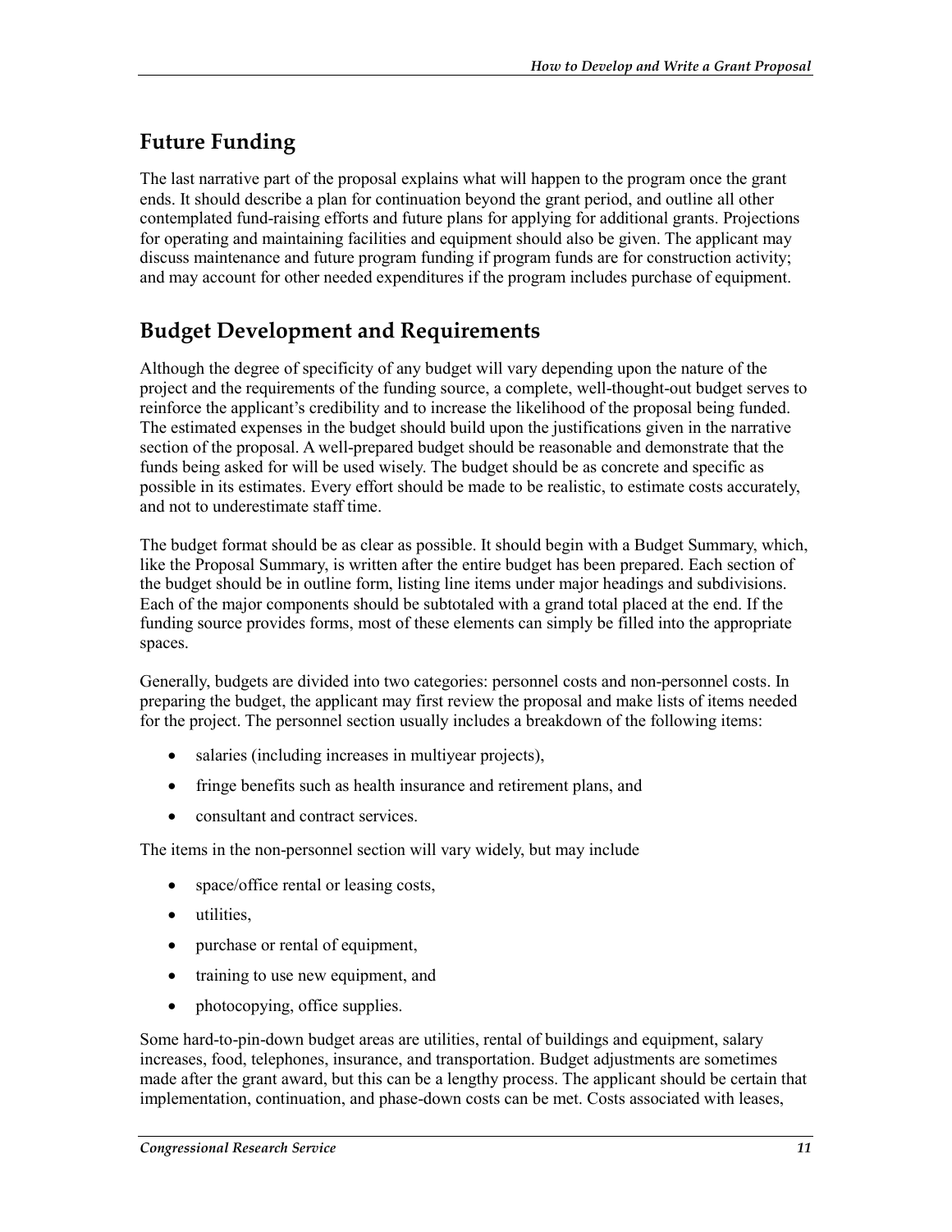## Future Funding

The last narrative part of the proposal explains what will happen to the program once the grant ends. It should describe a plan for continuation beyond the grant period, and outline all other contemplated fund-raising efforts and future plans for applying for additional grants. Projections for operating and maintaining facilities and equipment should also be given. The applicant may discuss maintenance and future program funding if program funds are for construction activity; and may account for other needed expenditures if the program includes purchase of equipment.

## Budget Development and Requirements

Although the degree of specificity of any budget will vary depending upon the nature of the project and the requirements of the funding source, a complete, well-thought-out budget serves to reinforce the applicant's credibility and to increase the likelihood of the proposal being funded. The estimated expenses in the budget should build upon the justifications given in the narrative section of the proposal. A well-prepared budget should be reasonable and demonstrate that the funds being asked for will be used wisely. The budget should be as concrete and specific as possible in its estimates. Every effort should be made to be realistic, to estimate costs accurately, and not to underestimate staff time.

The budget format should be as clear as possible. It should begin with a Budget Summary, which, like the Proposal Summary, is written after the entire budget has been prepared. Each section of the budget should be in outline form, listing line items under major headings and subdivisions. Each of the major components should be subtotaled with a grand total placed at the end. If the funding source provides forms, most of these elements can simply be filled into the appropriate spaces.

Generally, budgets are divided into two categories: personnel costs and non-personnel costs. In preparing the budget, the applicant may first review the proposal and make lists of items needed for the project. The personnel section usually includes a breakdown of the following items:

- salaries (including increases in multiyear projects),
- fringe benefits such as health insurance and retirement plans, and
- consultant and contract services.

The items in the non-personnel section will vary widely, but may include

- space/office rental or leasing costs,
- utilities,
- purchase or rental of equipment,
- training to use new equipment, and
- photocopying, office supplies.

Some hard-to-pin-down budget areas are utilities, rental of buildings and equipment, salary increases, food, telephones, insurance, and transportation. Budget adjustments are sometimes made after the grant award, but this can be a lengthy process. The applicant should be certain that implementation, continuation, and phase-down costs can be met. Costs associated with leases,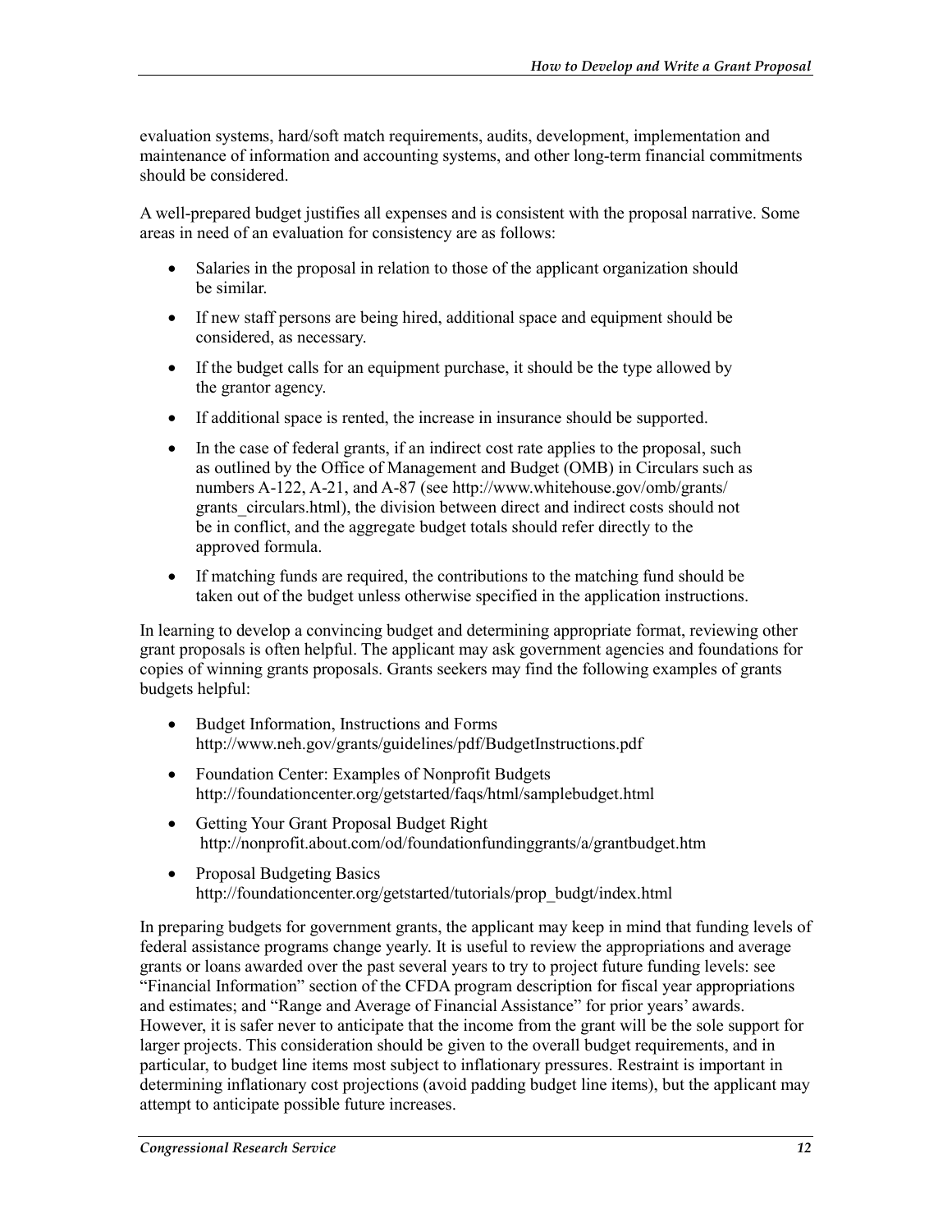evaluation systems, hard/soft match requirements, audits, development, implementation and maintenance of information and accounting systems, and other long-term financial commitments should be considered.

A well-prepared budget justifies all expenses and is consistent with the proposal narrative. Some areas in need of an evaluation for consistency are as follows:

- Salaries in the proposal in relation to those of the applicant organization should be similar.
- If new staff persons are being hired, additional space and equipment should be considered, as necessary.
- If the budget calls for an equipment purchase, it should be the type allowed by the grantor agency.
- If additional space is rented, the increase in insurance should be supported.
- In the case of federal grants, if an indirect cost rate applies to the proposal, such as outlined by the Office of Management and Budget (OMB) in Circulars such as numbers A-122, A-21, and A-87 (see http://www.whitehouse.gov/omb/grants/grants_circulars.html), the division between direct and indirect costs should not be in conflict, and the aggregate budget totals should refer directly to the approved formula.
- If matching funds are required, the contributions to the matching fund should be taken out of the budget unless otherwise specified in the application instructions.

In learning to develop a convincing budget and determining appropriate format, reviewing other grant proposals is often helpful. The applicant may ask government agencies and foundations for copies of winning grants proposals. Grants seekers may find the following examples of grants budgets helpful:

- Budget Information, Instructions and Forms
  http://www.neh.gov/grants/guidelines/pdf/BudgetInstructions.pdf
- Foundation Center: Examples of Nonprofit Budgets
  http://foundationcenter.org/getstarted/faqs/html/samplebudget.html
- Getting Your Grant Proposal Budget Right
  http://nonprofit.about.com/od/foundationfundinggrants/a/grantbudget.htm
- Proposal Budgeting Basics
  http://foundationcenter.org/getstarted/tutorials/prop_budgt/index.html

In preparing budgets for government grants, the applicant may keep in mind that funding levels of federal assistance programs change yearly. It is useful to review the appropriations and average grants or loans awarded over the past several years to try to project future funding levels: see "Financial Information" section of the CFDA program description for fiscal year appropriations and estimates; and "Range and Average of Financial Assistance" for prior years' awards. However, it is safer never to anticipate that the income from the grant will be the sole support for larger projects. This consideration should be given to the overall budget requirements, and in particular, to budget line items most subject to inflationary pressures. Restraint is important in determining inflationary cost projections (avoid padding budget line items), but the applicant may attempt to anticipate possible future increases.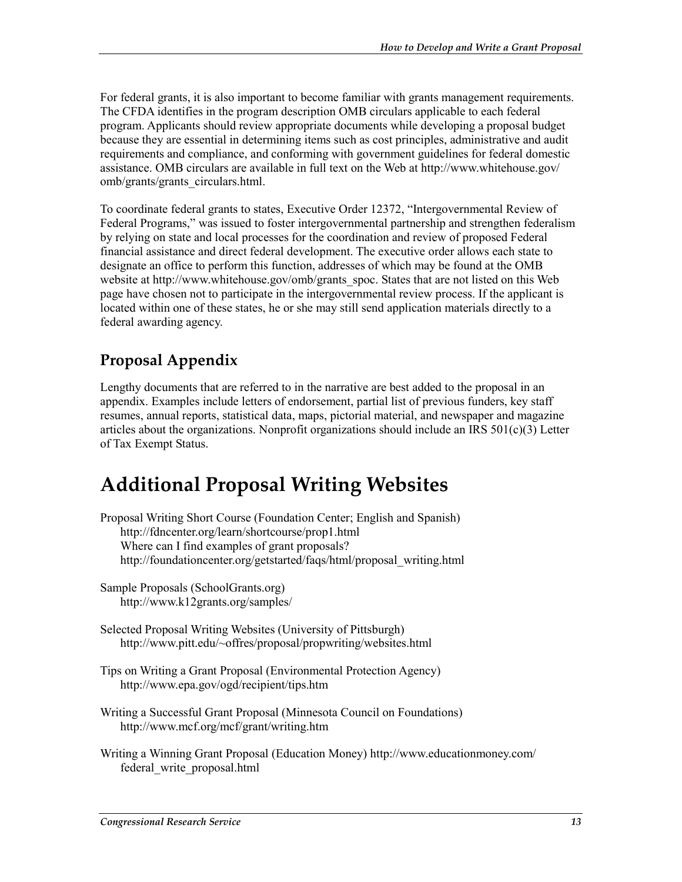For federal grants, it is also important to become familiar with grants management requirements. The CFDA identifies in the program description OMB circulars applicable to each federal program. Applicants should review appropriate documents while developing a proposal budget because they are essential in determining items such as cost principles, administrative and audit requirements and compliance, and conforming with government guidelines for federal domestic assistance. OMB circulars are available in full text on the Web at http://www.whitehouse.gov/omb/grants/grants_circulars.html.

To coordinate federal grants to states, Executive Order 12372, "Intergovernmental Review of Federal Programs," was issued to foster intergovernmental partnership and strengthen federalism by relying on state and local processes for the coordination and review of proposed Federal financial assistance and direct federal development. The executive order allows each state to designate an office to perform this function, addresses of which may be found at the OMB website at http://www.whitehouse.gov/omb/grants_spoc. States that are not listed on this Web page have chosen not to participate in the intergovernmental review process. If the applicant is located within one of these states, he or she may still send application materials directly to a federal awarding agency.

## Proposal Appendix

Lengthy documents that are referred to in the narrative are best added to the proposal in an appendix. Examples include letters of endorsement, partial list of previous funders, key staff resumes, annual reports, statistical data, maps, pictorial material, and newspaper and magazine articles about the organizations. Nonprofit organizations should include an IRS 501(c)(3) Letter of Tax Exempt Status.

# Additional Proposal Writing Websites

Proposal Writing Short Course (Foundation Center; English and Spanish)
http://fdncenter.org/learn/shortcourse/prop1.html
Where can I find examples of grant proposals?
http://foundationcenter.org/getstarted/faqs/html/proposal_writing.html

Sample Proposals (SchoolGrants.org)
http://www.k12grants.org/samples/

Selected Proposal Writing Websites (University of Pittsburgh)
http://www.pitt.edu/~offres/proposal/propwriting/websites.html

Tips on Writing a Grant Proposal (Environmental Protection Agency)
http://www.epa.gov/ogd/recipient/tips.htm

Writing a Successful Grant Proposal (Minnesota Council on Foundations)
http://www.mcf.org/mcf/grant/writing.htm

Writing a Winning Grant Proposal (Education Money) http://www.educationmoney.com/federal_write_proposal.html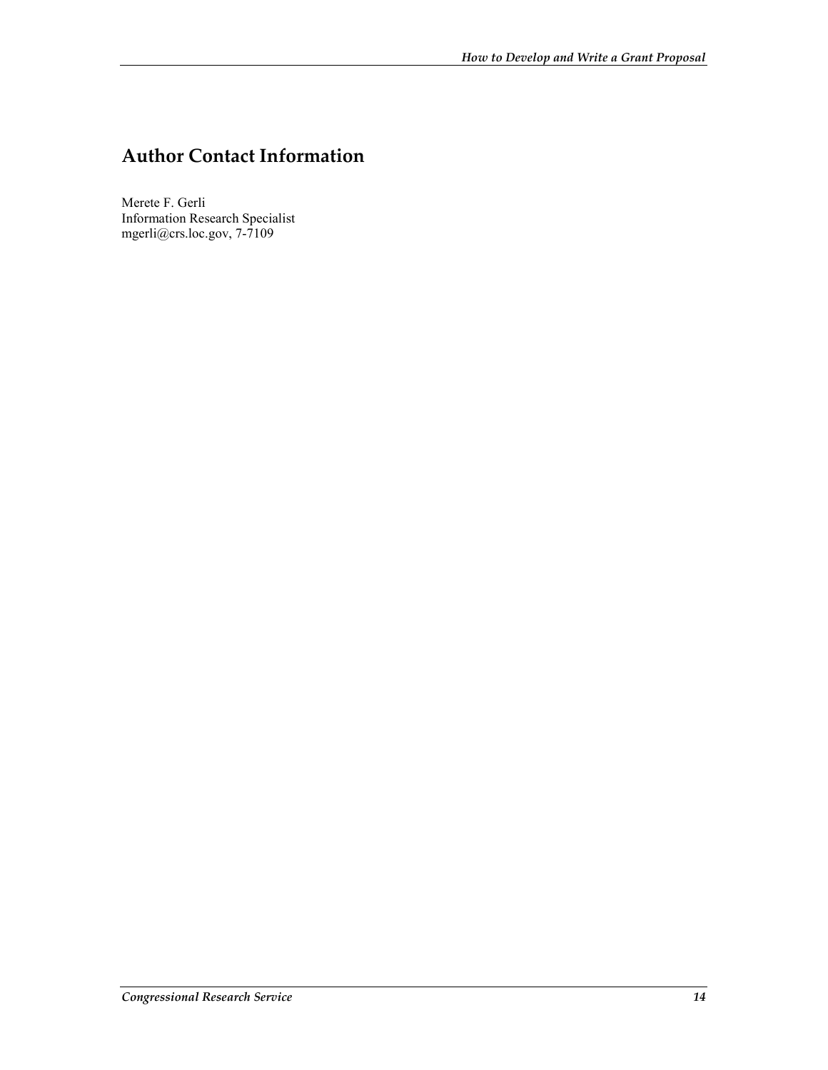## Author Contact Information

Merete F. Gerli
Information Research Specialist
mgerli@crs.loc.gov, 7-7109